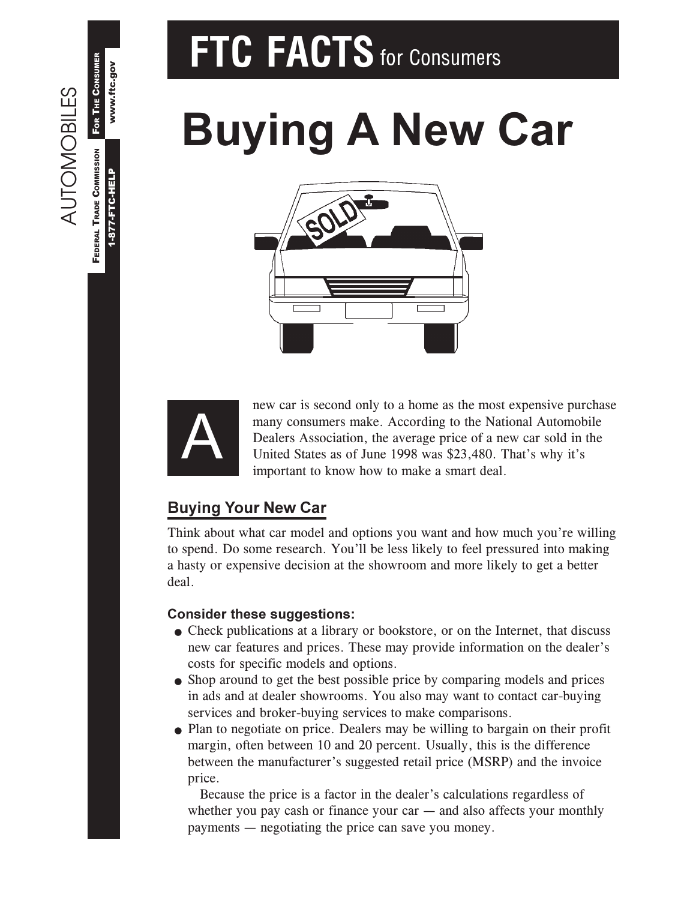# FTC FACTS for Consumers

# Buying A New Car

A new car is second only to a home as the most expensive purchase many consumers make. According to the National Automobile Dealers Association, the average price of a new car sold in the United States as of June 1998 was $23,480. That's why it's important to know how to make a smart deal.

## Buying Your New Car

Think about what car model and options you want and how much you're willing to spend. Do some research. You'll be less likely to feel pressured into making a hasty or expensive decision at the showroom and more likely to get a better deal.

### Consider these suggestions:

- Check publications at a library or bookstore, or on the Internet, that discuss new car features and prices. These may provide information on the dealer's costs for specific models and options.
- Shop around to get the best possible price by comparing models and prices in ads and at dealer showrooms. You also may want to contact car-buying services and broker-buying services to make comparisons.
- Plan to negotiate on price. Dealers may be willing to bargain on their profit margin, often between 10 and 20 percent. Usually, this is the difference between the manufacturer's suggested retail price (MSRP) and the invoice price.

  Because the price is a factor in the dealer's calculations regardless of whether you pay cash or finance your car — and also affects your monthly payments — negotiating the price can save you money.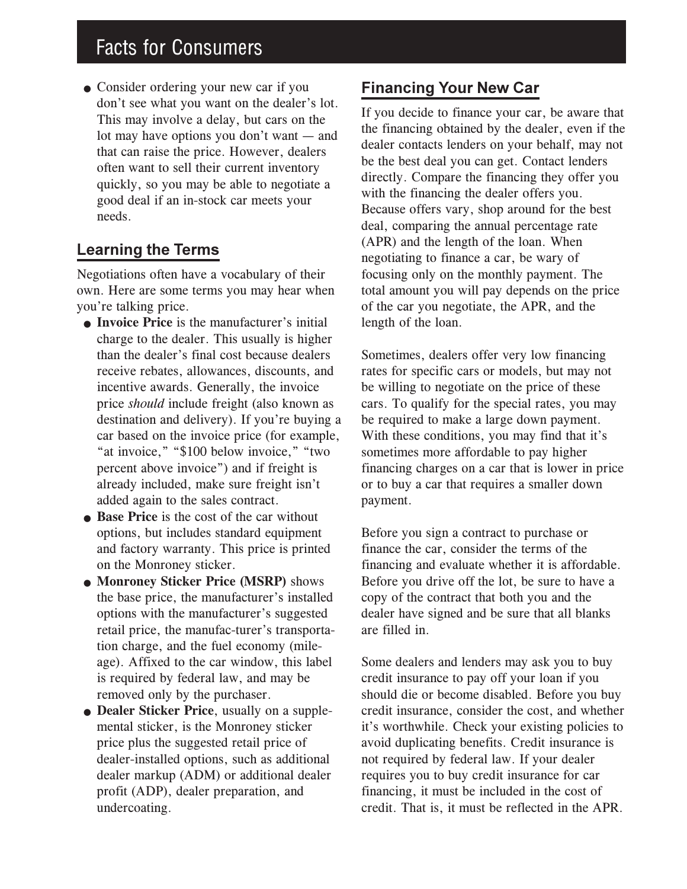- Consider ordering your new car if you don't see what you want on the dealer's lot. This may involve a delay, but cars on the lot may have options you don't want — and that can raise the price. However, dealers often want to sell their current inventory quickly, so you may be able to negotiate a good deal if an in-stock car meets your needs.

## Learning the Terms

Negotiations often have a vocabulary of their own. Here are some terms you may hear when you're talking price.

- **Invoice Price** is the manufacturer's initial charge to the dealer. This usually is higher than the dealer's final cost because dealers receive rebates, allowances, discounts, and incentive awards. Generally, the invoice price *should* include freight (also known as destination and delivery). If you're buying a car based on the invoice price (for example, "at invoice," "$100 below invoice," "two percent above invoice") and if freight is already included, make sure freight isn't added again to the sales contract.
- **Base Price** is the cost of the car without options, but includes standard equipment and factory warranty. This price is printed on the Monroney sticker.
- **Monroney Sticker Price (MSRP)** shows the base price, the manufacturer's installed options with the manufacturer's suggested retail price, the manufacturer's transportation charge, and the fuel economy (mileage). Affixed to the car window, this label is required by federal law, and may be removed only by the purchaser.
- **Dealer Sticker Price**, usually on a supplemental sticker, is the Monroney sticker price plus the suggested retail price of dealer-installed options, such as additional dealer markup (ADM) or additional dealer profit (ADP), dealer preparation, and undercoating.

## Financing Your New Car

If you decide to finance your car, be aware that the financing obtained by the dealer, even if the dealer contacts lenders on your behalf, may not be the best deal you can get. Contact lenders directly. Compare the financing they offer you with the financing the dealer offers you. Because offers vary, shop around for the best deal, comparing the annual percentage rate (APR) and the length of the loan. When negotiating to finance a car, be wary of focusing only on the monthly payment. The total amount you will pay depends on the price of the car you negotiate, the APR, and the length of the loan.

Sometimes, dealers offer very low financing rates for specific cars or models, but may not be willing to negotiate on the price of these cars. To qualify for the special rates, you may be required to make a large down payment. With these conditions, you may find that it's sometimes more affordable to pay higher financing charges on a car that is lower in price or to buy a car that requires a smaller down payment.

Before you sign a contract to purchase or finance the car, consider the terms of the financing and evaluate whether it is affordable. Before you drive off the lot, be sure to have a copy of the contract that both you and the dealer have signed and be sure that all blanks are filled in.

Some dealers and lenders may ask you to buy credit insurance to pay off your loan if you should die or become disabled. Before you buy credit insurance, consider the cost, and whether it's worthwhile. Check your existing policies to avoid duplicating benefits. Credit insurance is not required by federal law. If your dealer requires you to buy credit insurance for car financing, it must be included in the cost of credit. That is, it must be reflected in the APR.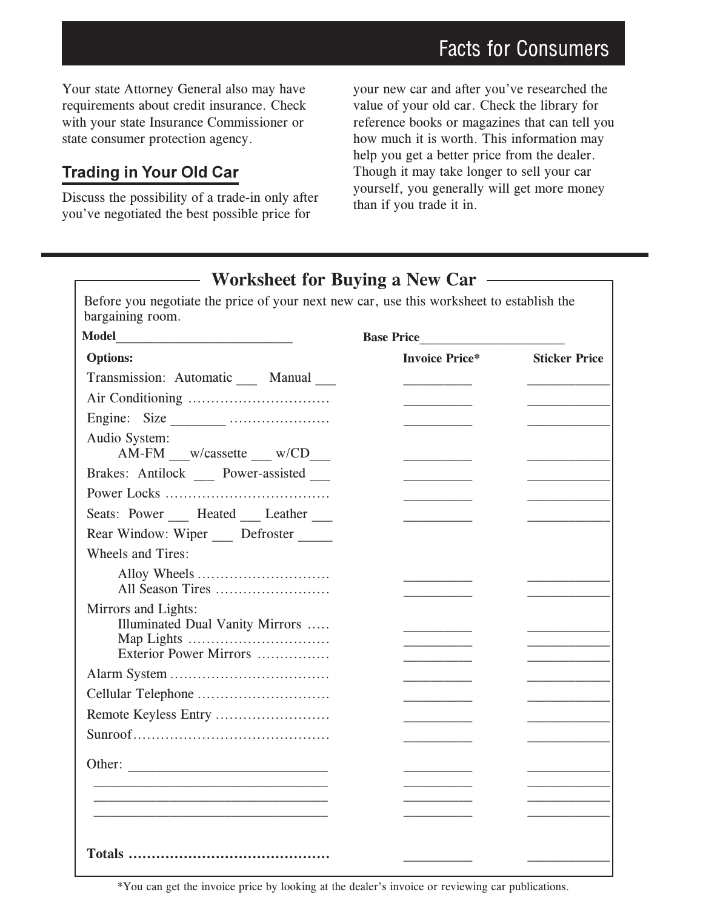Your state Attorney General also may have requirements about credit insurance. Check with your state Insurance Commissioner or state consumer protection agency.

## Trading in Your Old Car

Discuss the possibility of a trade-in only after you've negotiated the best possible price for your new car and after you've researched the value of your old car. Check the library for reference books or magazines that can tell you how much it is worth. This information may help you get a better price from the dealer. Though it may take longer to sell your car yourself, you generally will get more money than if you trade it in.

## Worksheet for Buying a New Car

Before you negotiate the price of your next new car, use this worksheet to establish the bargaining room.

**Model**__________________________ **Base Price**_____________________

| **Options:** | **Invoice Price*** | **Sticker Price** |
|---|---|---|
| Transmission: Automatic ___ Manual ___ | _________ | ___________ |
| Air Conditioning ............................... | _________ | ___________ |
| Engine: Size ________ ...................... | _________ | ___________ |
| Audio System: AM-FM ___w/cassette ___ w/CD___ | _________ | ___________ |
| Brakes: Antilock ___ Power-assisted ___ | _________ | ___________ |
| Power Locks ................................... | _________ | ___________ |
| Seats: Power ___ Heated ___ Leather ___ | _________ | ___________ |
| Rear Window: Wiper ___ Defroster _____ | | |
| Wheels and Tires: | | |
| Alloy Wheels ............................. | _________ | ___________ |
| All Season Tires ......................... | _________ | ___________ |
| Mirrors and Lights: | | |
| Illuminated Dual Vanity Mirrors ..... | _________ | ___________ |
| Map Lights ............................... | _________ | ___________ |
| Exterior Power Mirrors ............... | _________ | ___________ |
| Alarm System .................................. | _________ | ___________ |
| Cellular Telephone ............................. | _________ | ___________ |
| Remote Keyless Entry ......................... | _________ | ___________ |
| Sunroof.......................................... | _________ | ___________ |
| Other: ____________________________ | _________ | ___________ |
| __________________________________ | _________ | ___________ |
| __________________________________ | _________ | ___________ |
| __________________________________ | _________ | ___________ |
| **Totals .........................................** | _________ | ___________ |

*You can get the invoice price by looking at the dealer's invoice or reviewing car publications.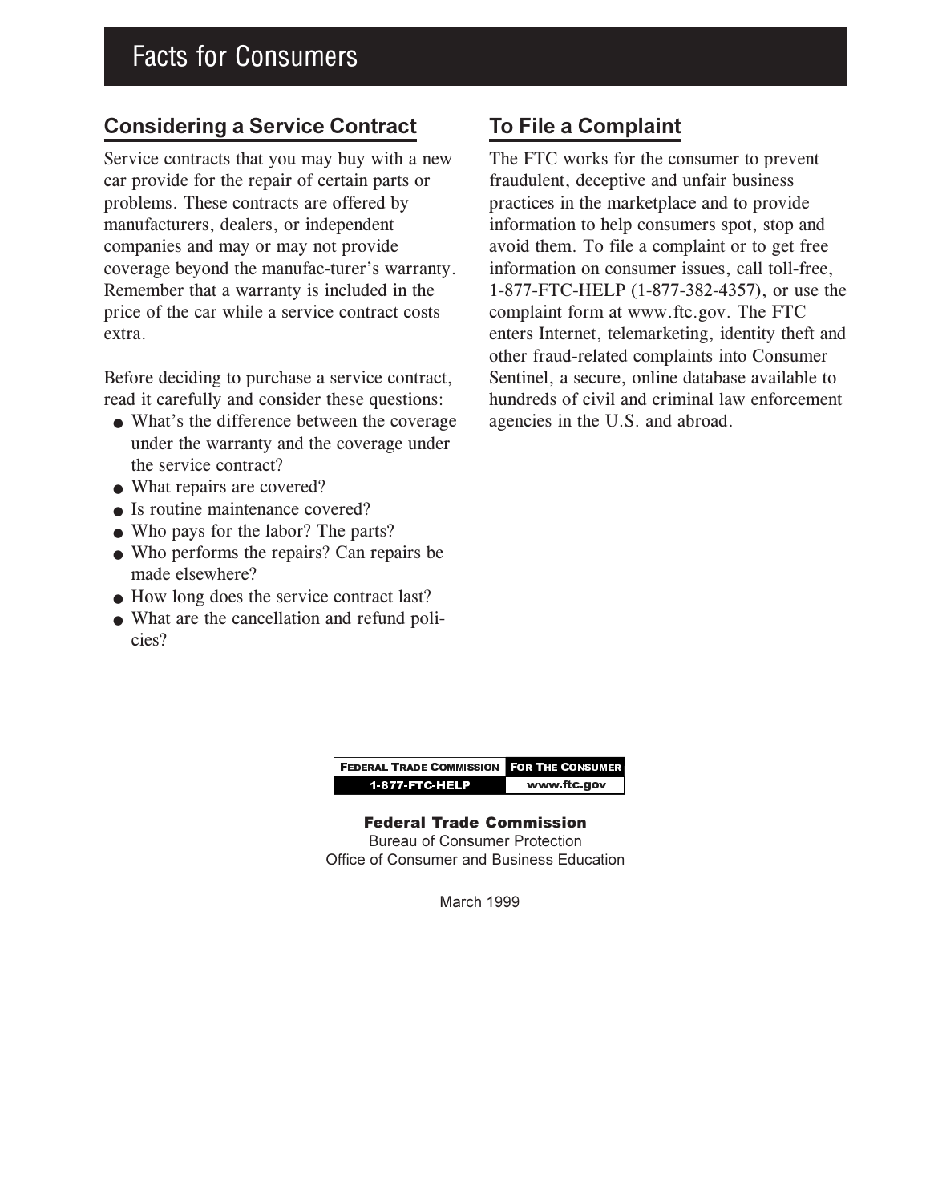## Considering a Service Contract

Service contracts that you may buy with a new car provide for the repair of certain parts or problems. These contracts are offered by manufacturers, dealers, or independent companies and may or may not provide coverage beyond the manufac-turer's warranty. Remember that a warranty is included in the price of the car while a service contract costs extra.

Before deciding to purchase a service contract, read it carefully and consider these questions:

- What's the difference between the coverage under the warranty and the coverage under the service contract?
- What repairs are covered?
- Is routine maintenance covered?
- Who pays for the labor? The parts?
- Who performs the repairs? Can repairs be made elsewhere?
- How long does the service contract last?
- What are the cancellation and refund policies?

## To File a Complaint

The FTC works for the consumer to prevent fraudulent, deceptive and unfair business practices in the marketplace and to provide information to help consumers spot, stop and avoid them. To file a complaint or to get free information on consumer issues, call toll-free, 1-877-FTC-HELP (1-877-382-4357), or use the complaint form at www.ftc.gov. The FTC enters Internet, telemarketing, identity theft and other fraud-related complaints into Consumer Sentinel, a secure, online database available to hundreds of civil and criminal law enforcement agencies in the U.S. and abroad.

| | |
|---|---|
| FEDERAL TRADE COMMISSION | FOR THE CONSUMER |
| 1-877-FTC-HELP | www.ftc.gov |

**Federal Trade Commission**
Bureau of Consumer Protection
Office of Consumer and Business Education

March 1999